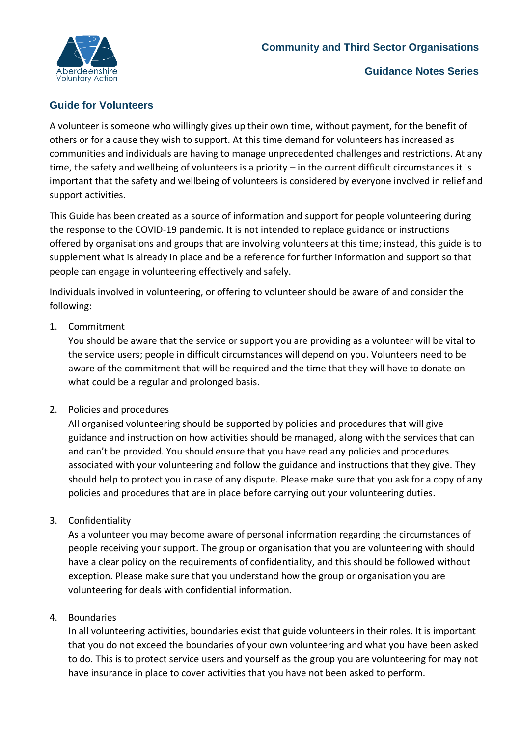Community and Third Sector Organisations

Guidance Notes Series

## Guide for Volunteers

A volunteer is someone who willingly gives up their own time, without payment, for the benefit of others or for a cause they wish to support. At this time demand for volunteers has increased as communities and individuals are having to manage unprecedented challenges and restrictions. At any time, the safety and wellbeing of volunteers is a priority – in the current difficult circumstances it is important that the safety and wellbeing of volunteers is considered by everyone involved in relief and support activities.

This Guide has been created as a source of information and support for people volunteering during the response to the COVID-19 pandemic. It is not intended to replace guidance or instructions offered by organisations and groups that are involving volunteers at this time; instead, this guide is to supplement what is already in place and be a reference for further information and support so that people can engage in volunteering effectively and safely.

Individuals involved in volunteering, or offering to volunteer should be aware of and consider the following:

1. Commitment
   You should be aware that the service or support you are providing as a volunteer will be vital to the service users; people in difficult circumstances will depend on you. Volunteers need to be aware of the commitment that will be required and the time that they will have to donate on what could be a regular and prolonged basis.

2. Policies and procedures
   All organised volunteering should be supported by policies and procedures that will give guidance and instruction on how activities should be managed, along with the services that can and can't be provided. You should ensure that you have read any policies and procedures associated with your volunteering and follow the guidance and instructions that they give. They should help to protect you in case of any dispute. Please make sure that you ask for a copy of any policies and procedures that are in place before carrying out your volunteering duties.

3. Confidentiality
   As a volunteer you may become aware of personal information regarding the circumstances of people receiving your support. The group or organisation that you are volunteering with should have a clear policy on the requirements of confidentiality, and this should be followed without exception. Please make sure that you understand how the group or organisation you are volunteering for deals with confidential information.

4. Boundaries
   In all volunteering activities, boundaries exist that guide volunteers in their roles. It is important that you do not exceed the boundaries of your own volunteering and what you have been asked to do. This is to protect service users and yourself as the group you are volunteering for may not have insurance in place to cover activities that you have not been asked to perform.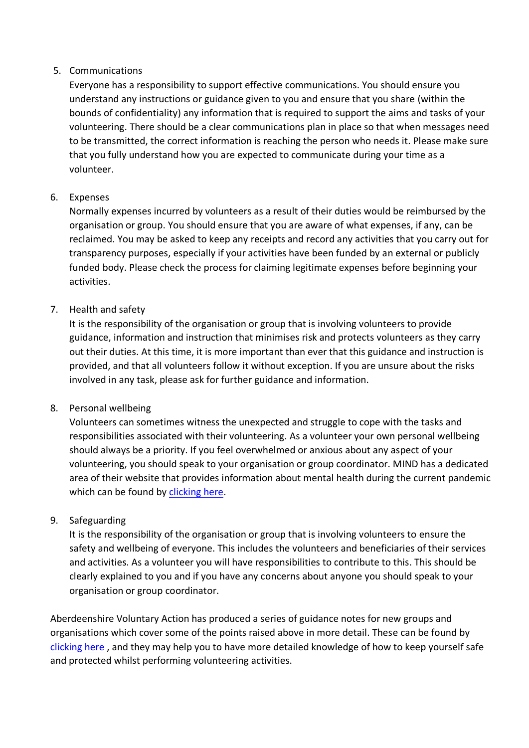5. Communications

   Everyone has a responsibility to support effective communications. You should ensure you understand any instructions or guidance given to you and ensure that you share (within the bounds of confidentiality) any information that is required to support the aims and tasks of your volunteering. There should be a clear communications plan in place so that when messages need to be transmitted, the correct information is reaching the person who needs it. Please make sure that you fully understand how you are expected to communicate during your time as a volunteer.

6. Expenses

   Normally expenses incurred by volunteers as a result of their duties would be reimbursed by the organisation or group. You should ensure that you are aware of what expenses, if any, can be reclaimed. You may be asked to keep any receipts and record any activities that you carry out for transparency purposes, especially if your activities have been funded by an external or publicly funded body. Please check the process for claiming legitimate expenses before beginning your activities.

7. Health and safety

   It is the responsibility of the organisation or group that is involving volunteers to provide guidance, information and instruction that minimises risk and protects volunteers as they carry out their duties. At this time, it is more important than ever that this guidance and instruction is provided, and that all volunteers follow it without exception. If you are unsure about the risks involved in any task, please ask for further guidance and information.

8. Personal wellbeing

   Volunteers can sometimes witness the unexpected and struggle to cope with the tasks and responsibilities associated with their volunteering. As a volunteer your own personal wellbeing should always be a priority. If you feel overwhelmed or anxious about any aspect of your volunteering, you should speak to your organisation or group coordinator. MIND has a dedicated area of their website that provides information about mental health during the current pandemic which can be found by clicking here.

9. Safeguarding

   It is the responsibility of the organisation or group that is involving volunteers to ensure the safety and wellbeing of everyone. This includes the volunteers and beneficiaries of their services and activities. As a volunteer you will have responsibilities to contribute to this. This should be clearly explained to you and if you have any concerns about anyone you should speak to your organisation or group coordinator.

Aberdeenshire Voluntary Action has produced a series of guidance notes for new groups and organisations which cover some of the points raised above in more detail. These can be found by clicking here , and they may help you to have more detailed knowledge of how to keep yourself safe and protected whilst performing volunteering activities.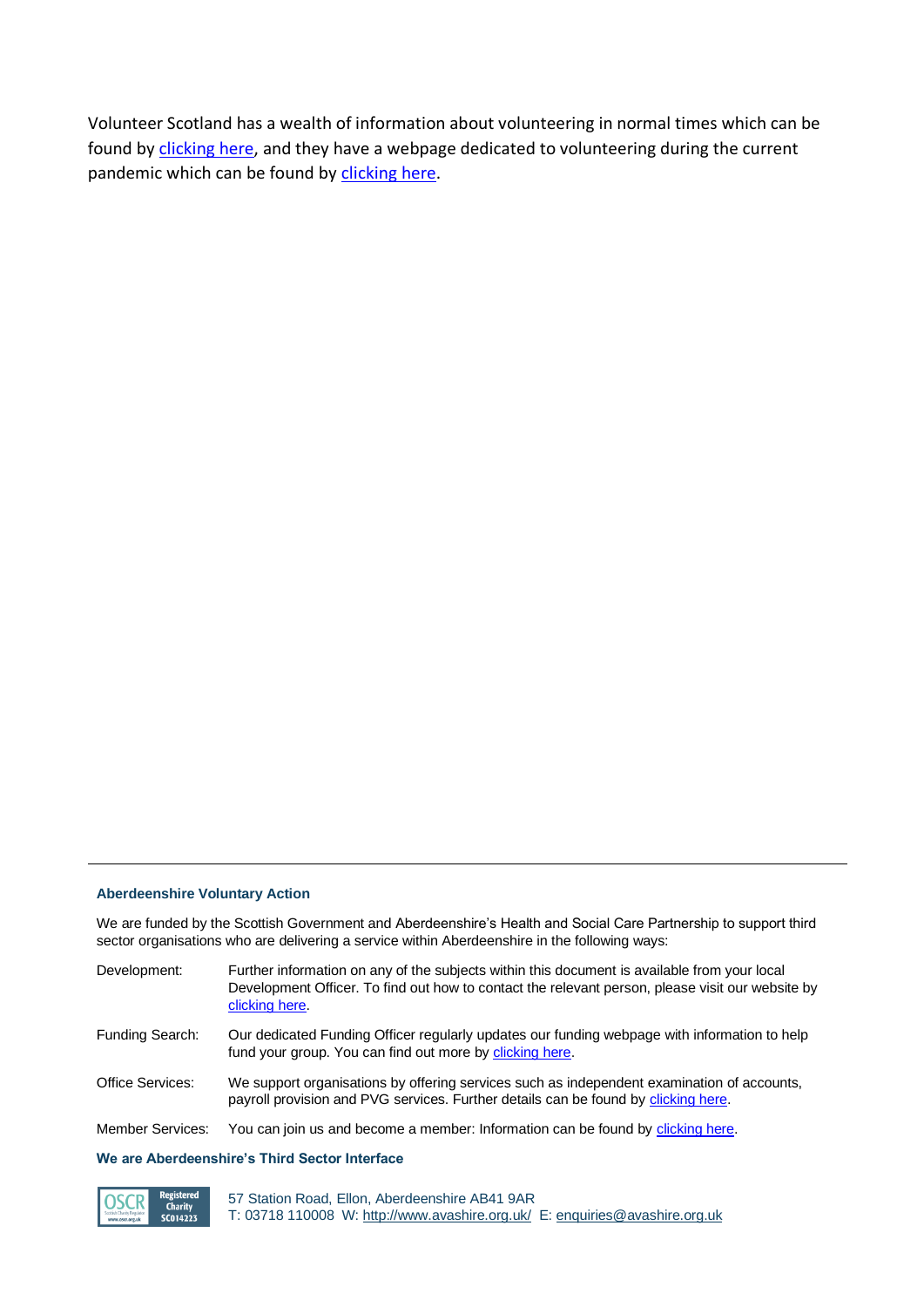Volunteer Scotland has a wealth of information about volunteering in normal times which can be found by clicking here, and they have a webpage dedicated to volunteering during the current pandemic which can be found by clicking here.

---

**Aberdeenshire Voluntary Action**

We are funded by the Scottish Government and Aberdeenshire's Health and Social Care Partnership to support third sector organisations who are delivering a service within Aberdeenshire in the following ways:

| | |
|---|---|
| Development: | Further information on any of the subjects within this document is available from your local Development Officer. To find out how to contact the relevant person, please visit our website by clicking here. |
| Funding Search: | Our dedicated Funding Officer regularly updates our funding webpage with information to help fund your group. You can find out more by clicking here. |
| Office Services: | We support organisations by offering services such as independent examination of accounts, payroll provision and PVG services. Further details can be found by clicking here. |
| Member Services: | You can join us and become a member: Information can be found by clicking here. |

**We are Aberdeenshire's Third Sector Interface**

OSCR Scottish Charity Regulator www.oscr.org.uk Registered Charity SC014223

57 Station Road, Ellon, Aberdeenshire AB41 9AR
T: 03718 110008 W: http://www.avashire.org.uk/ E: enquiries@avashire.org.uk